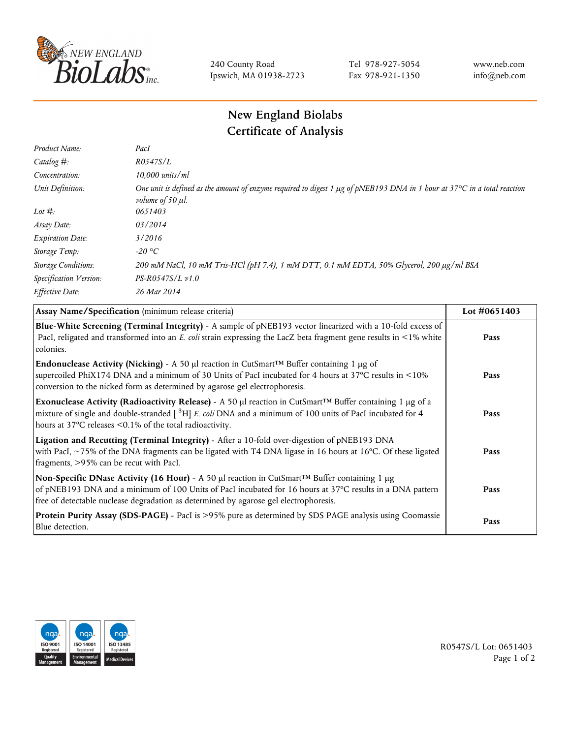240 County Road
Ipswich, MA 01938-2723

Tel 978-927-5054
Fax 978-921-1350

www.neb.com
info@neb.com

# New England Biolabs
# Certificate of Analysis

| | |
|---|---|
| *Product Name:* | *PacI* |
| *Catalog #:* | *R0547S/L* |
| *Concentration:* | *10,000 units/ml* |
| *Unit Definition:* | *One unit is defined as the amount of enzyme required to digest 1 µg of pNEB193 DNA in 1 hour at 37°C in a total reaction volume of 50 µl.* |
| *Lot #:* | *0651403* |
| *Assay Date:* | *03/2014* |
| *Expiration Date:* | *3/2016* |
| *Storage Temp:* | *-20 °C* |
| *Storage Conditions:* | *200 mM NaCl, 10 mM Tris-HCl (pH 7.4), 1 mM DTT, 0.1 mM EDTA, 50% Glycerol, 200 µg/ml BSA* |
| *Specification Version:* | *PS-R0547S/L v1.0* |
| *Effective Date:* | *26 Mar 2014* |

| **Assay Name/Specification** (minimum release criteria) | **Lot #0651403** |
|---|---|
| **Blue-White Screening (Terminal Integrity)** - A sample of pNEB193 vector linearized with a 10-fold excess of PacI, religated and transformed into an *E. coli* strain expressing the LacZ beta fragment gene results in <1% white colonies. | **Pass** |
| **Endonuclease Activity (Nicking)** - A 50 µl reaction in CutSmart™ Buffer containing 1 µg of supercoiled PhiX174 DNA and a minimum of 30 Units of PacI incubated for 4 hours at 37°C results in <10% conversion to the nicked form as determined by agarose gel electrophoresis. | **Pass** |
| **Exonuclease Activity (Radioactivity Release)** - A 50 µl reaction in CutSmart™ Buffer containing 1 µg of a mixture of single and double-stranded [ $^{3}$H] *E. coli* DNA and a minimum of 100 units of PacI incubated for 4 hours at 37°C releases <0.1% of the total radioactivity. | **Pass** |
| **Ligation and Recutting (Terminal Integrity)** - After a 10-fold over-digestion of pNEB193 DNA with PacI, ~75% of the DNA fragments can be ligated with T4 DNA ligase in 16 hours at 16°C. Of these ligated fragments, >95% can be recut with PacI. | **Pass** |
| **Non-Specific DNase Activity (16 Hour)** - A 50 µl reaction in CutSmart™ Buffer containing 1 µg of pNEB193 DNA and a minimum of 100 Units of PacI incubated for 16 hours at 37°C results in a DNA pattern free of detectable nuclease degradation as determined by agarose gel electrophoresis. | **Pass** |
| **Protein Purity Assay (SDS-PAGE)** - PacI is >95% pure as determined by SDS PAGE analysis using Coomassie Blue detection. | **Pass** |

R0547S/L Lot: 0651403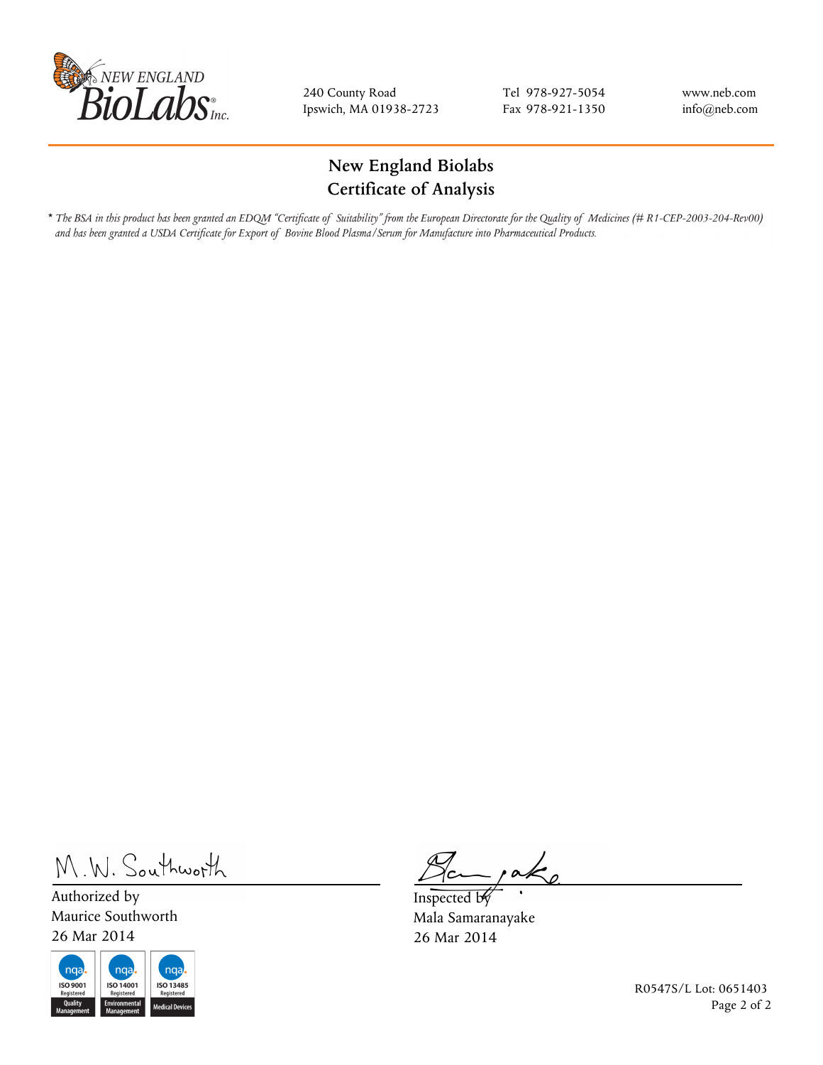240 County Road
Ipswich, MA 01938-2723

Tel 978-927-5054
Fax 978-921-1350

www.neb.com
info@neb.com

## New England Biolabs
## Certificate of Analysis

\* *The BSA in this product has been granted an EDQM "Certificate of Suitability" from the European Directorate for the Quality of Medicines (# R1-CEP-2003-204-Rev00) and has been granted a USDA Certificate for Export of Bovine Blood Plasma/Serum for Manufacture into Pharmaceutical Products.*

M.W. Southworth

Authorized by
Maurice Southworth
26 Mar 2014

Inspected by
Mala Samaranayake
26 Mar 2014

ISO 9001 Registered Quality Management | ISO 14001 Registered Environmental Management | ISO 13485 Registered Medical Devices

R0547S/L Lot: 0651403